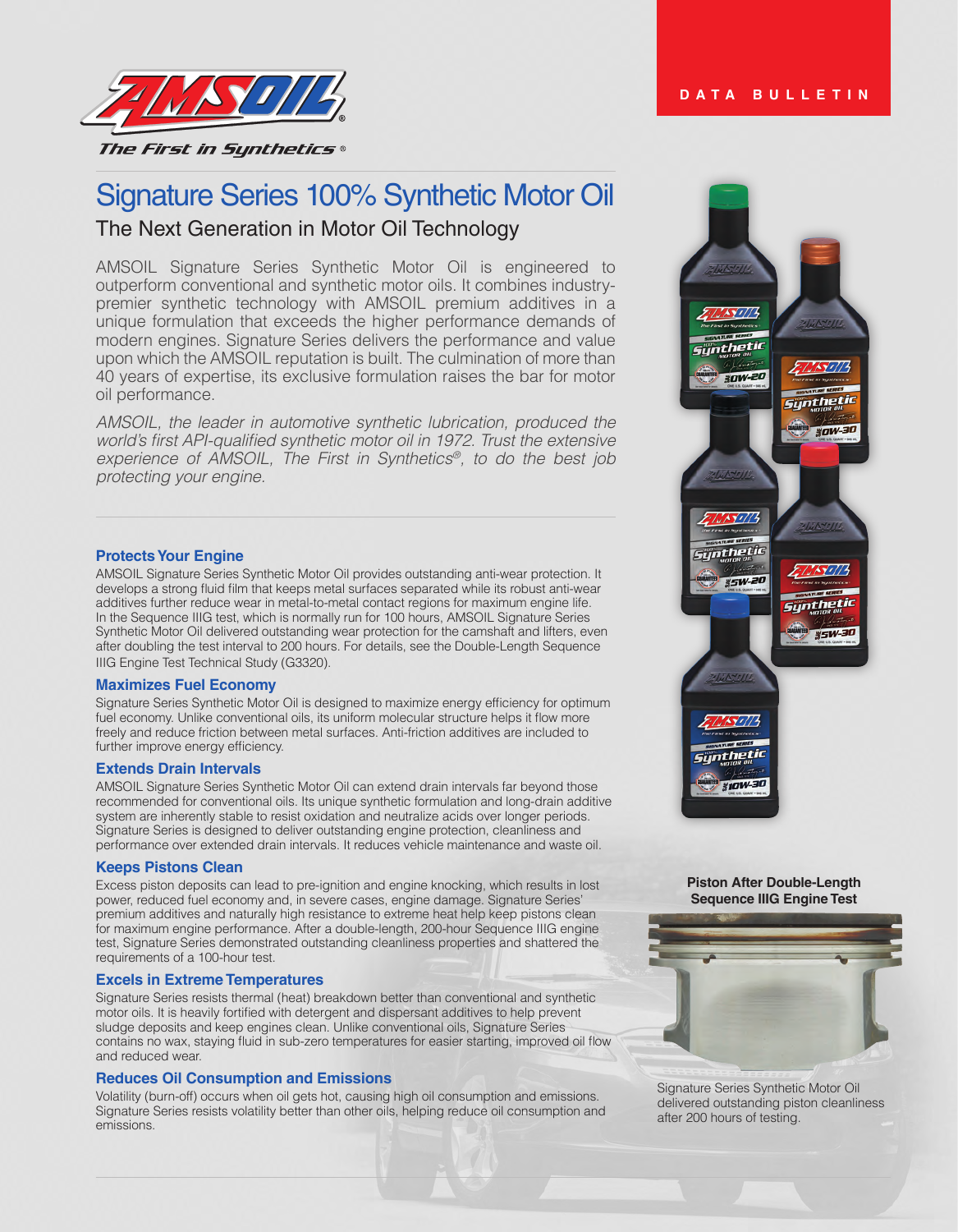AMSOIL

*The First in Synthetics®*

DATA BULLETIN

# Signature Series 100% Synthetic Motor Oil

## The Next Generation in Motor Oil Technology

AMSOIL Signature Series Synthetic Motor Oil is engineered to outperform conventional and synthetic motor oils. It combines industry-premier synthetic technology with AMSOIL premium additives in a unique formulation that exceeds the higher performance demands of modern engines. Signature Series delivers the performance and value upon which the AMSOIL reputation is built. The culmination of more than 40 years of expertise, its exclusive formulation raises the bar for motor oil performance.

*AMSOIL, the leader in automotive synthetic lubrication, produced the world's first API-qualified synthetic motor oil in 1972. Trust the extensive experience of AMSOIL, The First in Synthetics®, to do the best job protecting your engine.*

### Protects Your Engine

AMSOIL Signature Series Synthetic Motor Oil provides outstanding anti-wear protection. It develops a strong fluid film that keeps metal surfaces separated while its robust anti-wear additives further reduce wear in metal-to-metal contact regions for maximum engine life. In the Sequence IIIG test, which is normally run for 100 hours, AMSOIL Signature Series Synthetic Motor Oil delivered outstanding wear protection for the camshaft and lifters, even after doubling the test interval to 200 hours. For details, see the Double-Length Sequence IIIG Engine Test Technical Study (G3320).

### Maximizes Fuel Economy

Signature Series Synthetic Motor Oil is designed to maximize energy efficiency for optimum fuel economy. Unlike conventional oils, its uniform molecular structure helps it flow more freely and reduce friction between metal surfaces. Anti-friction additives are included to further improve energy efficiency.

### Extends Drain Intervals

AMSOIL Signature Series Synthetic Motor Oil can extend drain intervals far beyond those recommended for conventional oils. Its unique synthetic formulation and long-drain additive system are inherently stable to resist oxidation and neutralize acids over longer periods. Signature Series is designed to deliver outstanding engine protection, cleanliness and performance over extended drain intervals. It reduces vehicle maintenance and waste oil.

### Keeps Pistons Clean

Excess piston deposits can lead to pre-ignition and engine knocking, which results in lost power, reduced fuel economy and, in severe cases, engine damage. Signature Series' premium additives and naturally high resistance to extreme heat help keep pistons clean for maximum engine performance. After a double-length, 200-hour Sequence IIIG engine test, Signature Series demonstrated outstanding cleanliness properties and shattered the requirements of a 100-hour test.

### Excels in Extreme Temperatures

Signature Series resists thermal (heat) breakdown better than conventional and synthetic motor oils. It is heavily fortified with detergent and dispersant additives to help prevent sludge deposits and keep engines clean. Unlike conventional oils, Signature Series contains no wax, staying fluid in sub-zero temperatures for easier starting, improved oil flow and reduced wear.

### Reduces Oil Consumption and Emissions

Volatility (burn-off) occurs when oil gets hot, causing high oil consumption and emissions. Signature Series resists volatility better than other oils, helping reduce oil consumption and emissions.

**Piston After Double-Length Sequence IIIG Engine Test**

Signature Series Synthetic Motor Oil delivered outstanding piston cleanliness after 200 hours of testing.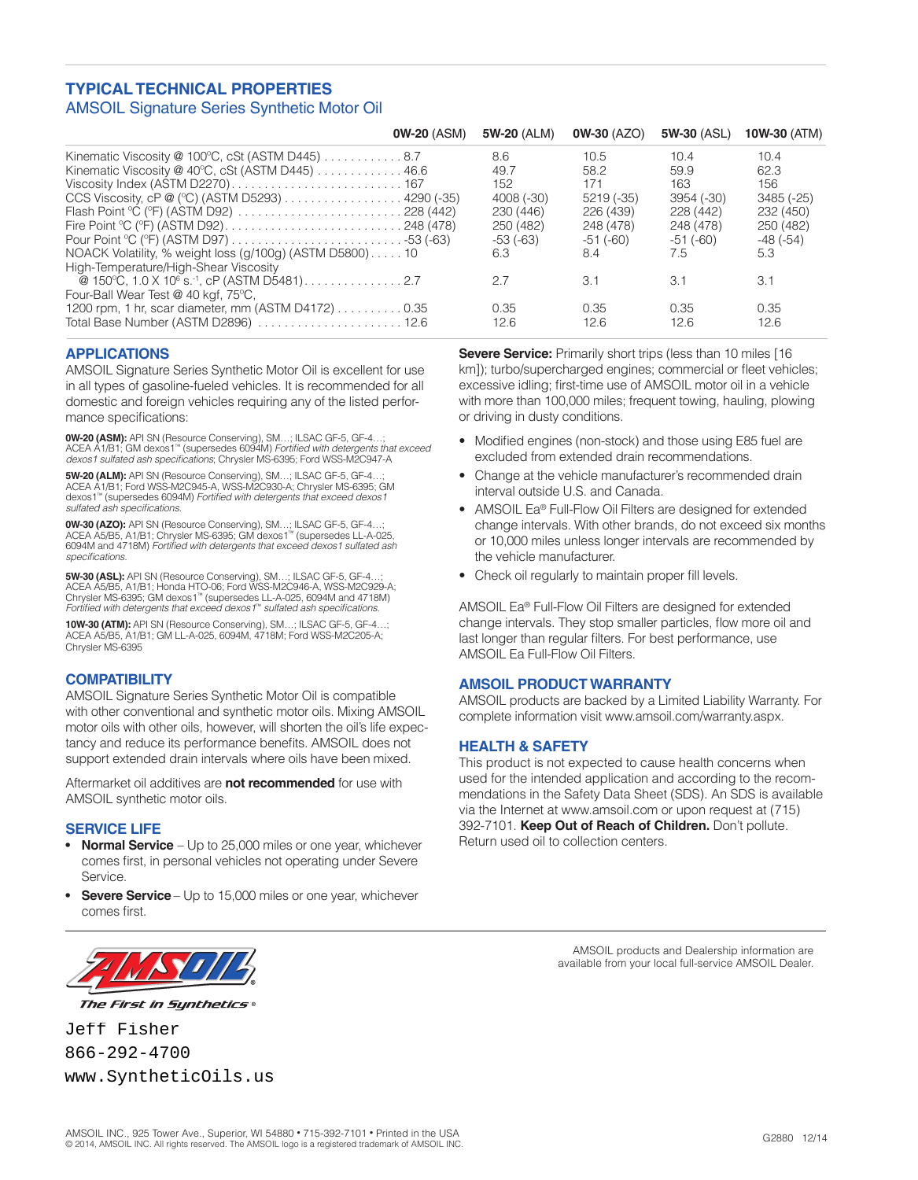## TYPICAL TECHNICAL PROPERTIES

### AMSOIL Signature Series Synthetic Motor Oil

| | **0W-20** (ASM) | **5W-20** (ALM) | **0W-30** (AZO) | **5W-30** (ASL) | **10W-30** (ATM) |
|---|---|---|---|---|---|
| Kinematic Viscosity @ 100ºC, cSt (ASTM D445) | 8.7 | 8.6 | 10.5 | 10.4 | 10.4 |
| Kinematic Viscosity @ 40ºC, cSt (ASTM D445) | 46.6 | 49.7 | 58.2 | 59.9 | 62.3 |
| Viscosity Index (ASTM D2270) | 167 | 152 | 171 | 163 | 156 |
| CCS Viscosity, cP @ (ºC) (ASTM D5293) | 4290 (-35) | 4008 (-30) | 5219 (-35) | 3954 (-30) | 3485 (-25) |
| Flash Point ºC (ºF) (ASTM D92) | 228 (442) | 230 (446) | 226 (439) | 228 (442) | 232 (450) |
| Fire Point ºC (ºF) (ASTM D92) | 248 (478) | 250 (482) | 248 (478) | 248 (478) | 250 (482) |
| Pour Point ºC (ºF) (ASTM D97) | -53 (-63) | -53 (-63) | -51 (-60) | -51 (-60) | -48 (-54) |
| NOACK Volatility, % weight loss (g/100g) (ASTM D5800) | 10 | 6.3 | 8.4 | 7.5 | 5.3 |
| High-Temperature/High-Shear Viscosity @ 150ºC, 1.0 X 10⁶ s.⁻¹, cP (ASTM D5481) | 2.7 | 2.7 | 3.1 | 3.1 | 3.1 |
| Four-Ball Wear Test @ 40 kgf, 75ºC, 1200 rpm, 1 hr, scar diameter, mm (ASTM D4172) | 0.35 | 0.35 | 0.35 | 0.35 | 0.35 |
| Total Base Number (ASTM D2896) | 12.6 | 12.6 | 12.6 | 12.6 | 12.6 |

## APPLICATIONS

AMSOIL Signature Series Synthetic Motor Oil is excellent for use in all types of gasoline-fueled vehicles. It is recommended for all domestic and foreign vehicles requiring any of the listed performance specifications:

**0W-20 (ASM):** API SN (Resource Conserving), SM…; ILSAC GF-5, GF-4…; ACEA A1/B1; GM dexos1™ (supersedes 6094M) *Fortified with detergents that exceed dexos1 sulfated ash specifications*; Chrysler MS-6395; Ford WSS-M2C947-A

**5W-20 (ALM):** API SN (Resource Conserving), SM…; ILSAC GF-5, GF-4…; ACEA A1/B1; Ford WSS-M2C945-A, WSS-M2C930-A; Chrysler MS-6395; GM dexos1™ (supersedes 6094M) *Fortified with detergents that exceed dexos1 sulfated ash specifications.*

**0W-30 (AZO):** API SN (Resource Conserving), SM…; ILSAC GF-5, GF-4…; ACEA A5/B5, A1/B1; Chrysler MS-6395; GM dexos1™ (supersedes LL-A-025, 6094M and 4718M) *Fortified with detergents that exceed dexos1 sulfated ash specifications.*

**5W-30 (ASL):** API SN (Resource Conserving), SM…; ILSAC GF-5, GF-4…; ACEA A5/B5, A1/B1; Honda HTO-06; Ford WSS-M2C946-A, WSS-M2C929-A; Chrysler MS-6395; GM dexos1™ (supersedes LL-A-025, 6094M and 4718M) *Fortified with detergents that exceed dexos1™ sulfated ash specifications.*

**10W-30 (ATM):** API SN (Resource Conserving), SM…; ILSAC GF-5, GF-4…; ACEA A5/B5, A1/B1; GM LL-A-025, 6094M, 4718M; Ford WSS-M2C205-A; Chrysler MS-6395

## COMPATIBILITY

AMSOIL Signature Series Synthetic Motor Oil is compatible with other conventional and synthetic motor oils. Mixing AMSOIL motor oils with other oils, however, will shorten the oil's life expectancy and reduce its performance benefits. AMSOIL does not support extended drain intervals where oils have been mixed.

Aftermarket oil additives are **not recommended** for use with AMSOIL synthetic motor oils.

## SERVICE LIFE

- **Normal Service** – Up to 25,000 miles or one year, whichever comes first, in personal vehicles not operating under Severe Service.
- **Severe Service** – Up to 15,000 miles or one year, whichever comes first.

**Severe Service:** Primarily short trips (less than 10 miles [16 km]); turbo/supercharged engines; commercial or fleet vehicles; excessive idling; first-time use of AMSOIL motor oil in a vehicle with more than 100,000 miles; frequent towing, hauling, plowing or driving in dusty conditions.

- Modified engines (non-stock) and those using E85 fuel are excluded from extended drain recommendations.
- Change at the vehicle manufacturer's recommended drain interval outside U.S. and Canada.
- AMSOIL Ea® Full-Flow Oil Filters are designed for extended change intervals. With other brands, do not exceed six months or 10,000 miles unless longer intervals are recommended by the vehicle manufacturer.
- Check oil regularly to maintain proper fill levels.

AMSOIL Ea® Full-Flow Oil Filters are designed for extended change intervals. They stop smaller particles, flow more oil and last longer than regular filters. For best performance, use AMSOIL Ea Full-Flow Oil Filters.

## AMSOIL PRODUCT WARRANTY

AMSOIL products are backed by a Limited Liability Warranty. For complete information visit www.amsoil.com/warranty.aspx.

## HEALTH & SAFETY

This product is not expected to cause health concerns when used for the intended application and according to the recommendations in the Safety Data Sheet (SDS). An SDS is available via the Internet at www.amsoil.com or upon request at (715) 392-7101. **Keep Out of Reach of Children.** Don't pollute. Return used oil to collection centers.

AMSOIL

*The First in Synthetics®*

Jeff Fisher
866-292-4700
www.SyntheticOils.us

AMSOIL products and Dealership information are available from your local full-service AMSOIL Dealer.

AMSOIL INC., 925 Tower Ave., Superior, WI 54880 • 715-392-7101 • Printed in the USA
© 2014, AMSOIL INC. All rights reserved. The AMSOIL logo is a registered trademark of AMSOIL INC.

G2880 12/14